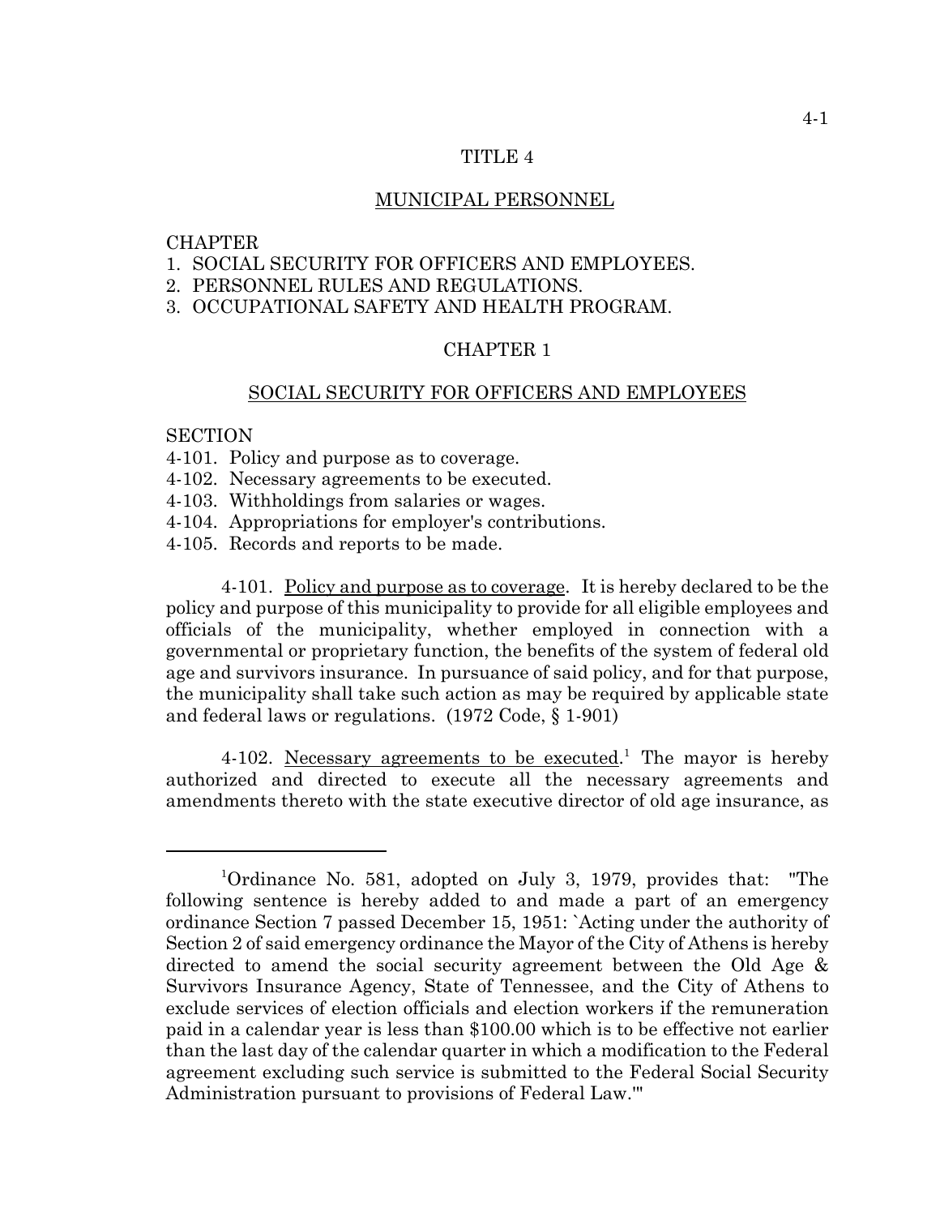# TITLE 4

## MUNICIPAL PERSONNEL

CHAPTER
1. SOCIAL SECURITY FOR OFFICERS AND EMPLOYEES.
2. PERSONNEL RULES AND REGULATIONS.
3. OCCUPATIONAL SAFETY AND HEALTH PROGRAM.

## CHAPTER 1

## SOCIAL SECURITY FOR OFFICERS AND EMPLOYEES

SECTION
- 4-101. Policy and purpose as to coverage.
- 4-102. Necessary agreements to be executed.
- 4-103. Withholdings from salaries or wages.
- 4-104. Appropriations for employer's contributions.
- 4-105. Records and reports to be made.

4-101. Policy and purpose as to coverage. It is hereby declared to be the policy and purpose of this municipality to provide for all eligible employees and officials of the municipality, whether employed in connection with a governmental or proprietary function, the benefits of the system of federal old age and survivors insurance. In pursuance of said policy, and for that purpose, the municipality shall take such action as may be required by applicable state and federal laws or regulations. (1972 Code, § 1-901)

4-102. Necessary agreements to be executed.[1] The mayor is hereby authorized and directed to execute all the necessary agreements and amendments thereto with the state executive director of old age insurance, as

---

[1]Ordinance No. 581, adopted on July 3, 1979, provides that: "The following sentence is hereby added to and made a part of an emergency ordinance Section 7 passed December 15, 1951: `Acting under the authority of Section 2 of said emergency ordinance the Mayor of the City of Athens is hereby directed to amend the social security agreement between the Old Age & Survivors Insurance Agency, State of Tennessee, and the City of Athens to exclude services of election officials and election workers if the remuneration paid in a calendar year is less than $100.00 which is to be effective not earlier than the last day of the calendar quarter in which a modification to the Federal agreement excluding such service is submitted to the Federal Social Security Administration pursuant to provisions of Federal Law.'"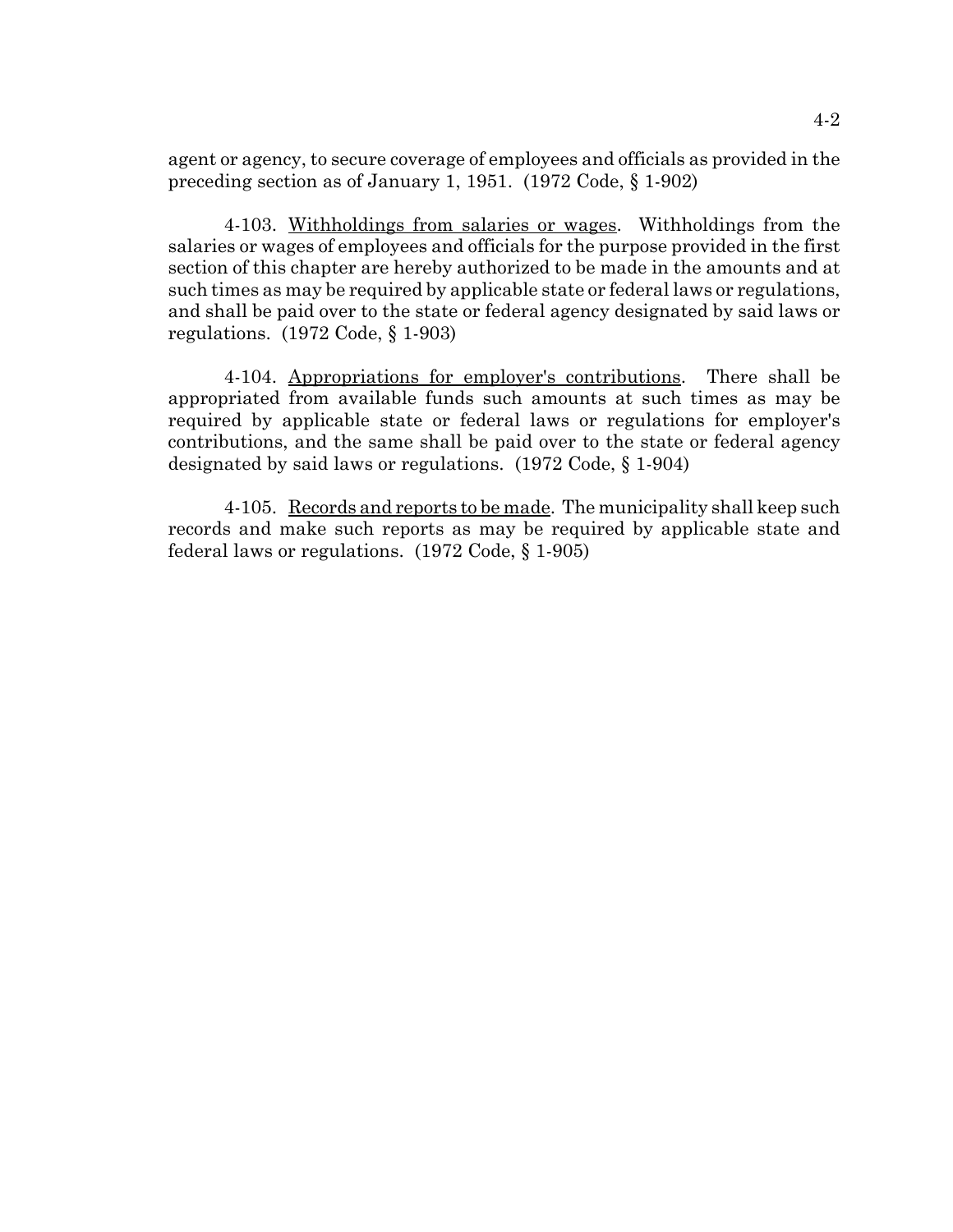agent or agency, to secure coverage of employees and officials as provided in the preceding section as of January 1, 1951. (1972 Code, § 1-902)

4-103. Withholdings from salaries or wages. Withholdings from the salaries or wages of employees and officials for the purpose provided in the first section of this chapter are hereby authorized to be made in the amounts and at such times as may be required by applicable state or federal laws or regulations, and shall be paid over to the state or federal agency designated by said laws or regulations. (1972 Code, § 1-903)

4-104. Appropriations for employer's contributions. There shall be appropriated from available funds such amounts at such times as may be required by applicable state or federal laws or regulations for employer's contributions, and the same shall be paid over to the state or federal agency designated by said laws or regulations. (1972 Code, § 1-904)

4-105. Records and reports to be made. The municipality shall keep such records and make such reports as may be required by applicable state and federal laws or regulations. (1972 Code, § 1-905)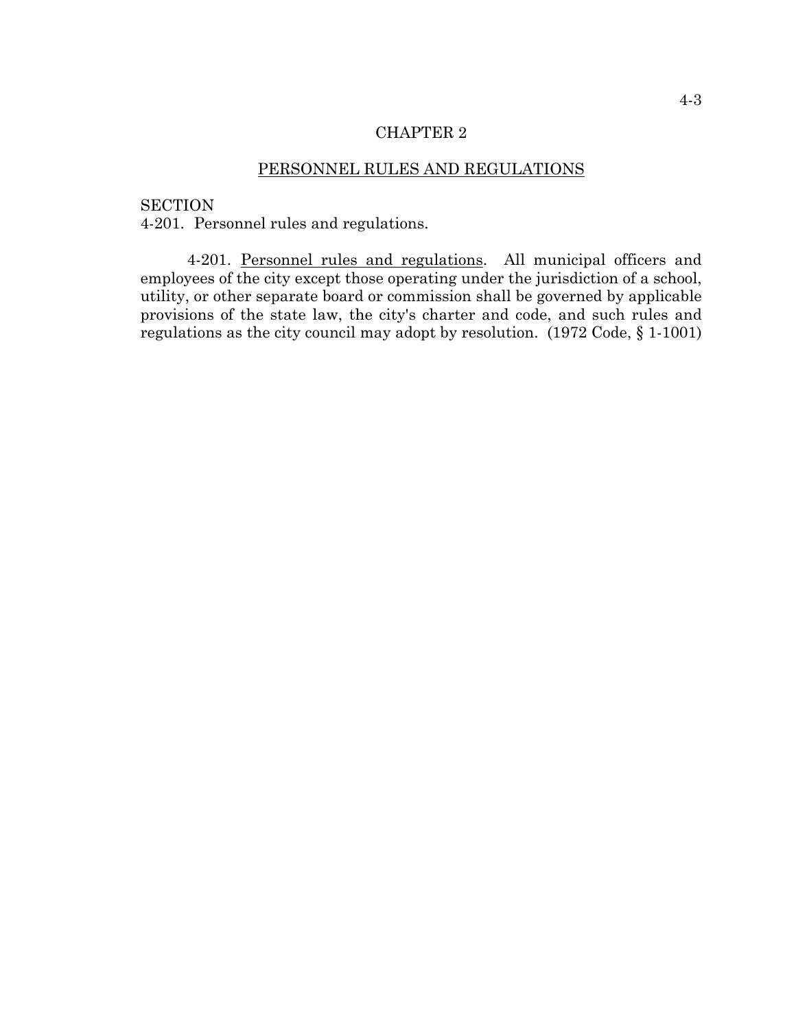# CHAPTER 2

## PERSONNEL RULES AND REGULATIONS

SECTION
4-201. Personnel rules and regulations.

4-201. Personnel rules and regulations. All municipal officers and employees of the city except those operating under the jurisdiction of a school, utility, or other separate board or commission shall be governed by applicable provisions of the state law, the city's charter and code, and such rules and regulations as the city council may adopt by resolution. (1972 Code, § 1-1001)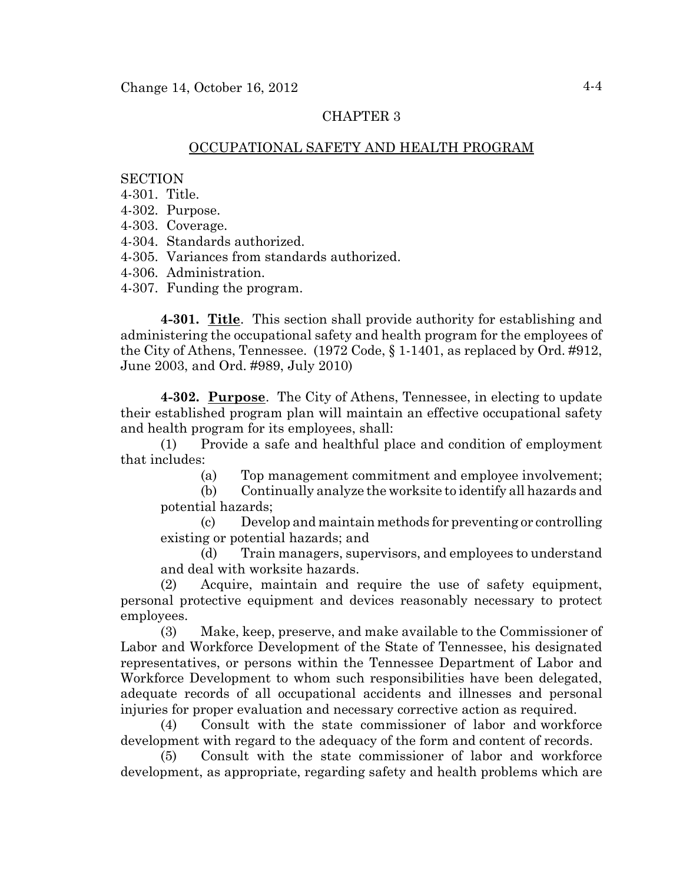# CHAPTER 3

## OCCUPATIONAL SAFETY AND HEALTH PROGRAM

SECTION
4-301. Title.
4-302. Purpose.
4-303. Coverage.
4-304. Standards authorized.
4-305. Variances from standards authorized.
4-306. Administration.
4-307. Funding the program.

**4-301. Title**. This section shall provide authority for establishing and administering the occupational safety and health program for the employees of the City of Athens, Tennessee. (1972 Code, § 1-1401, as replaced by Ord. #912, June 2003, and Ord. #989, July 2010)

**4-302. Purpose**. The City of Athens, Tennessee, in electing to update their established program plan will maintain an effective occupational safety and health program for its employees, shall:

(1) Provide a safe and healthful place and condition of employment that includes:

(a) Top management commitment and employee involvement;

(b) Continually analyze the worksite to identify all hazards and potential hazards;

(c) Develop and maintain methods for preventing or controlling existing or potential hazards; and

(d) Train managers, supervisors, and employees to understand and deal with worksite hazards.

(2) Acquire, maintain and require the use of safety equipment, personal protective equipment and devices reasonably necessary to protect employees.

(3) Make, keep, preserve, and make available to the Commissioner of Labor and Workforce Development of the State of Tennessee, his designated representatives, or persons within the Tennessee Department of Labor and Workforce Development to whom such responsibilities have been delegated, adequate records of all occupational accidents and illnesses and personal injuries for proper evaluation and necessary corrective action as required.

(4) Consult with the state commissioner of labor and workforce development with regard to the adequacy of the form and content of records.

(5) Consult with the state commissioner of labor and workforce development, as appropriate, regarding safety and health problems which are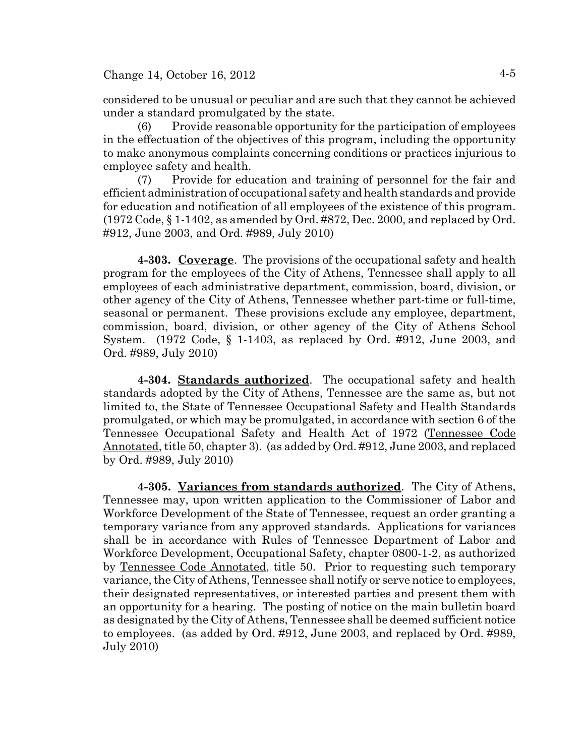considered to be unusual or peculiar and are such that they cannot be achieved under a standard promulgated by the state.

(6) Provide reasonable opportunity for the participation of employees in the effectuation of the objectives of this program, including the opportunity to make anonymous complaints concerning conditions or practices injurious to employee safety and health.

(7) Provide for education and training of personnel for the fair and efficient administration of occupational safety and health standards and provide for education and notification of all employees of the existence of this program. (1972 Code, § 1-1402, as amended by Ord. #872, Dec. 2000, and replaced by Ord. #912, June 2003, and Ord. #989, July 2010)

**4-303. Coverage**. The provisions of the occupational safety and health program for the employees of the City of Athens, Tennessee shall apply to all employees of each administrative department, commission, board, division, or other agency of the City of Athens, Tennessee whether part-time or full-time, seasonal or permanent. These provisions exclude any employee, department, commission, board, division, or other agency of the City of Athens School System. (1972 Code, § 1-1403, as replaced by Ord. #912, June 2003, and Ord. #989, July 2010)

**4-304. Standards authorized**. The occupational safety and health standards adopted by the City of Athens, Tennessee are the same as, but not limited to, the State of Tennessee Occupational Safety and Health Standards promulgated, or which may be promulgated, in accordance with section 6 of the Tennessee Occupational Safety and Health Act of 1972 (Tennessee Code Annotated, title 50, chapter 3). (as added by Ord. #912, June 2003, and replaced by Ord. #989, July 2010)

**4-305. Variances from standards authorized**. The City of Athens, Tennessee may, upon written application to the Commissioner of Labor and Workforce Development of the State of Tennessee, request an order granting a temporary variance from any approved standards. Applications for variances shall be in accordance with Rules of Tennessee Department of Labor and Workforce Development, Occupational Safety, chapter 0800-1-2, as authorized by Tennessee Code Annotated, title 50. Prior to requesting such temporary variance, the City of Athens, Tennessee shall notify or serve notice to employees, their designated representatives, or interested parties and present them with an opportunity for a hearing. The posting of notice on the main bulletin board as designated by the City of Athens, Tennessee shall be deemed sufficient notice to employees. (as added by Ord. #912, June 2003, and replaced by Ord. #989, July 2010)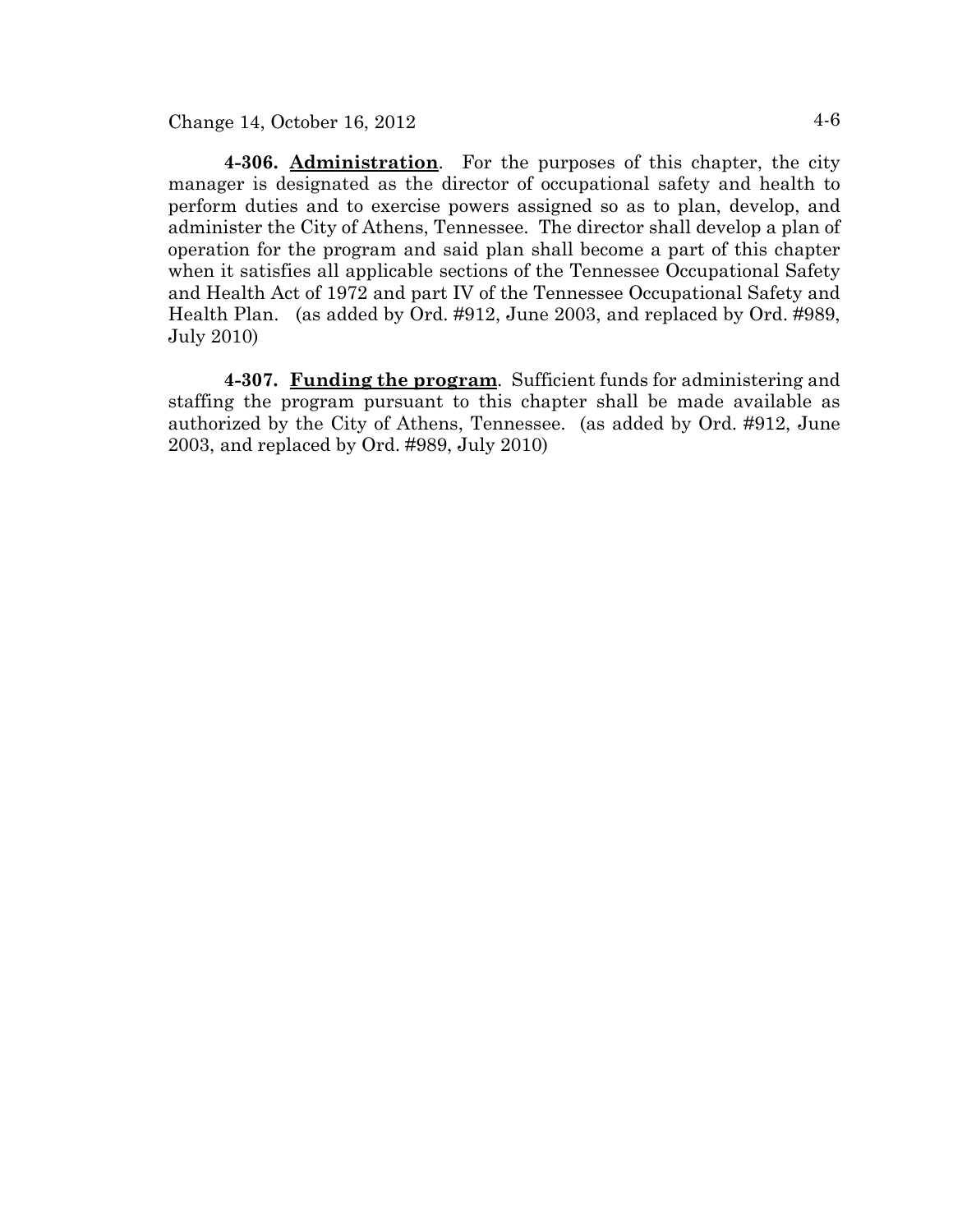**4-306. Administration**. For the purposes of this chapter, the city manager is designated as the director of occupational safety and health to perform duties and to exercise powers assigned so as to plan, develop, and administer the City of Athens, Tennessee. The director shall develop a plan of operation for the program and said plan shall become a part of this chapter when it satisfies all applicable sections of the Tennessee Occupational Safety and Health Act of 1972 and part IV of the Tennessee Occupational Safety and Health Plan. (as added by Ord. #912, June 2003, and replaced by Ord. #989, July 2010)

**4-307. Funding the program**. Sufficient funds for administering and staffing the program pursuant to this chapter shall be made available as authorized by the City of Athens, Tennessee. (as added by Ord. #912, June 2003, and replaced by Ord. #989, July 2010)